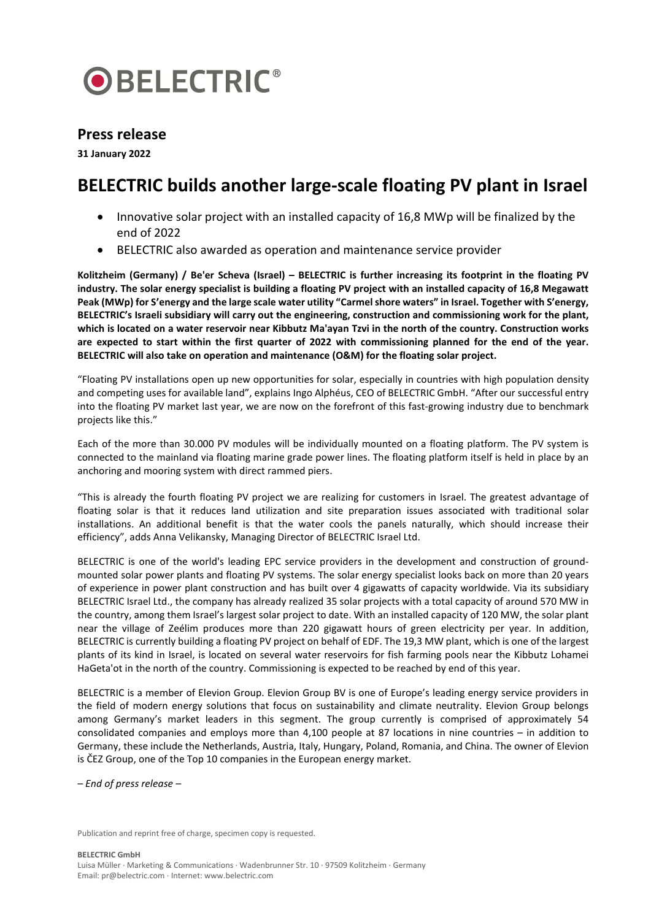# BELECTRIC®

## Press release

**31 January 2022**

# BELECTRIC builds another large-scale floating PV plant in Israel

- Innovative solar project with an installed capacity of 16,8 MWp will be finalized by the end of 2022
- BELECTRIC also awarded as operation and maintenance service provider

**Kolitzheim (Germany) / Be'er Scheva (Israel) – BELECTRIC is further increasing its footprint in the floating PV industry. The solar energy specialist is building a floating PV project with an installed capacity of 16,8 Megawatt Peak (MWp) for S'energy and the large scale water utility "Carmel shore waters" in Israel. Together with S'energy, BELECTRIC's Israeli subsidiary will carry out the engineering, construction and commissioning work for the plant, which is located on a water reservoir near Kibbutz Ma'ayan Tzvi in the north of the country. Construction works are expected to start within the first quarter of 2022 with commissioning planned for the end of the year. BELECTRIC will also take on operation and maintenance (O&M) for the floating solar project.**

"Floating PV installations open up new opportunities for solar, especially in countries with high population density and competing uses for available land", explains Ingo Alphéus, CEO of BELECTRIC GmbH. "After our successful entry into the floating PV market last year, we are now on the forefront of this fast-growing industry due to benchmark projects like this."

Each of the more than 30.000 PV modules will be individually mounted on a floating platform. The PV system is connected to the mainland via floating marine grade power lines. The floating platform itself is held in place by an anchoring and mooring system with direct rammed piers.

"This is already the fourth floating PV project we are realizing for customers in Israel. The greatest advantage of floating solar is that it reduces land utilization and site preparation issues associated with traditional solar installations. An additional benefit is that the water cools the panels naturally, which should increase their efficiency", adds Anna Velikansky, Managing Director of BELECTRIC Israel Ltd.

BELECTRIC is one of the world's leading EPC service providers in the development and construction of ground-mounted solar power plants and floating PV systems. The solar energy specialist looks back on more than 20 years of experience in power plant construction and has built over 4 gigawatts of capacity worldwide. Via its subsidiary BELECTRIC Israel Ltd., the company has already realized 35 solar projects with a total capacity of around 570 MW in the country, among them Israel's largest solar project to date. With an installed capacity of 120 MW, the solar plant near the village of Zeélim produces more than 220 gigawatt hours of green electricity per year. In addition, BELECTRIC is currently building a floating PV project on behalf of EDF. The 19,3 MW plant, which is one of the largest plants of its kind in Israel, is located on several water reservoirs for fish farming pools near the Kibbutz Lohamei HaGeta'ot in the north of the country. Commissioning is expected to be reached by end of this year.

BELECTRIC is a member of Elevion Group. Elevion Group BV is one of Europe's leading energy service providers in the field of modern energy solutions that focus on sustainability and climate neutrality. Elevion Group belongs among Germany's market leaders in this segment. The group currently is comprised of approximately 54 consolidated companies and employs more than 4,100 people at 87 locations in nine countries – in addition to Germany, these include the Netherlands, Austria, Italy, Hungary, Poland, Romania, and China. The owner of Elevion is ČEZ Group, one of the Top 10 companies in the European energy market.

*– End of press release –*

Publication and reprint free of charge, specimen copy is requested.

**BELECTRIC GmbH**
Luisa Müller · Marketing & Communications · Wadenbrunner Str. 10 · 97509 Kolitzheim · Germany
Email: pr@belectric.com · Internet: www.belectric.com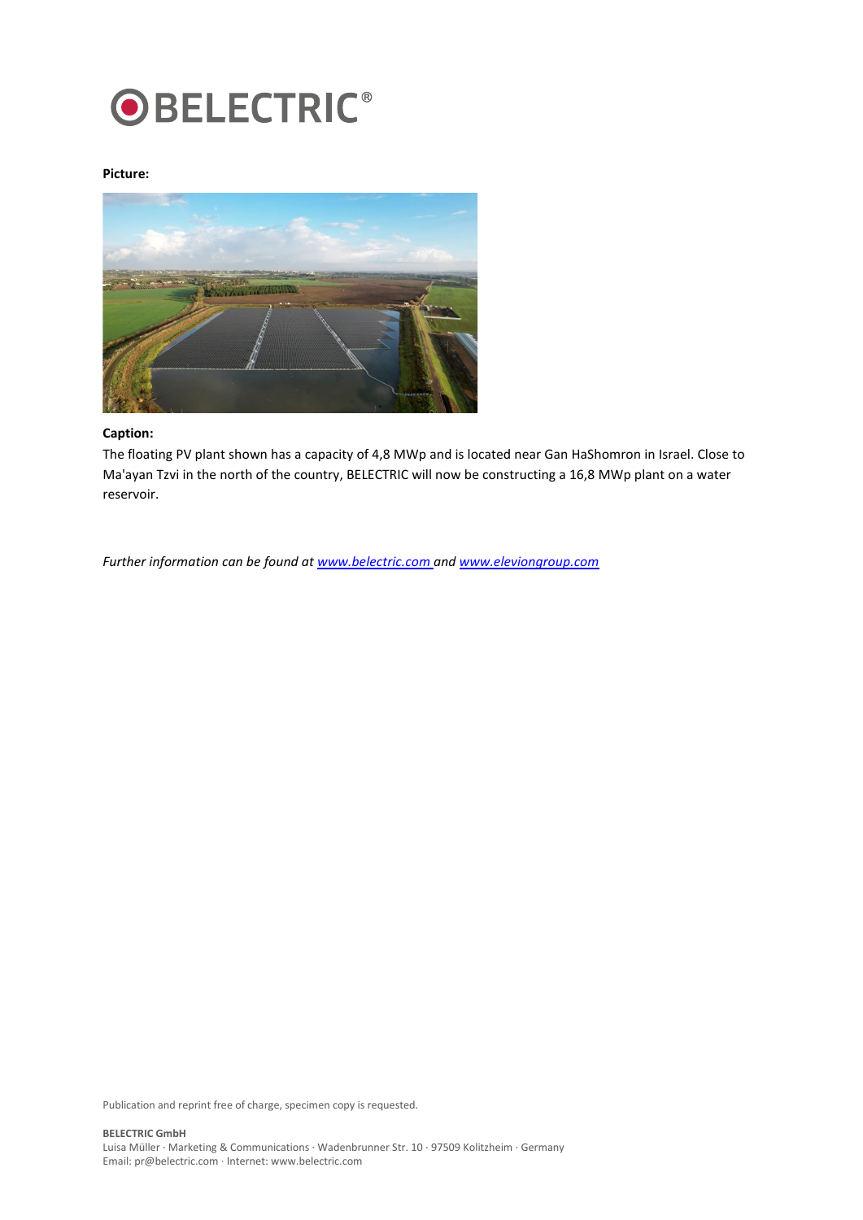**Picture:**

**Caption:**

The floating PV plant shown has a capacity of 4,8 MWp and is located near Gan HaShomron in Israel. Close to Ma'ayan Tzvi in the north of the country, BELECTRIC will now be constructing a 16,8 MWp plant on a water reservoir.

*Further information can be found at [www.belectric.com](http://www.belectric.com) and [www.eleviongroup.com](http://www.eleviongroup.com)*

Publication and reprint free of charge, specimen copy is requested.

**BELECTRIC GmbH**
Luisa Müller · Marketing & Communications · Wadenbrunner Str. 10 · 97509 Kolitzheim · Germany
Email: pr@belectric.com · Internet: www.belectric.com